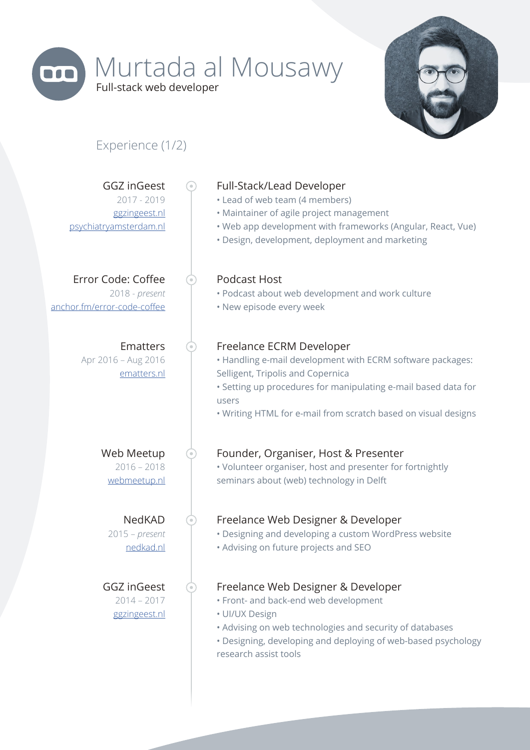# Murtada al Mousawy

Full-stack web developer

## Experience (1/2)

### GGZ inGeest
2017 - 2019
ggzingeest.nl
psychiatryamsterdam.nl

**Full-Stack/Lead Developer**

- Lead of web team (4 members)
- Maintainer of agile project management
- Web app development with frameworks (Angular, React, Vue)
- Design, development, deployment and marketing

### Error Code: Coffee
2018 - *present*
anchor.fm/error-code-coffee

**Podcast Host**

- Podcast about web development and work culture
- New episode every week

### Ematters
Apr 2016 – Aug 2016
ematters.nl

**Freelance ECRM Developer**

- Handling e-mail development with ECRM software packages: Selligent, Tripolis and Copernica
- Setting up procedures for manipulating e-mail based data for users
- Writing HTML for e-mail from scratch based on visual designs

### Web Meetup
2016 – 2018
webmeetup.nl

**Founder, Organiser, Host & Presenter**

- Volunteer organiser, host and presenter for fortnightly seminars about (web) technology in Delft

### NedKAD
2015 – *present*
nedkad.nl

**Freelance Web Designer & Developer**

- Designing and developing a custom WordPress website
- Advising on future projects and SEO

### GGZ inGeest
2014 – 2017
ggzingeest.nl

**Freelance Web Designer & Developer**

- Front- and back-end web development
- UI/UX Design
- Advising on web technologies and security of databases
- Designing, developing and deploying of web-based psychology research assist tools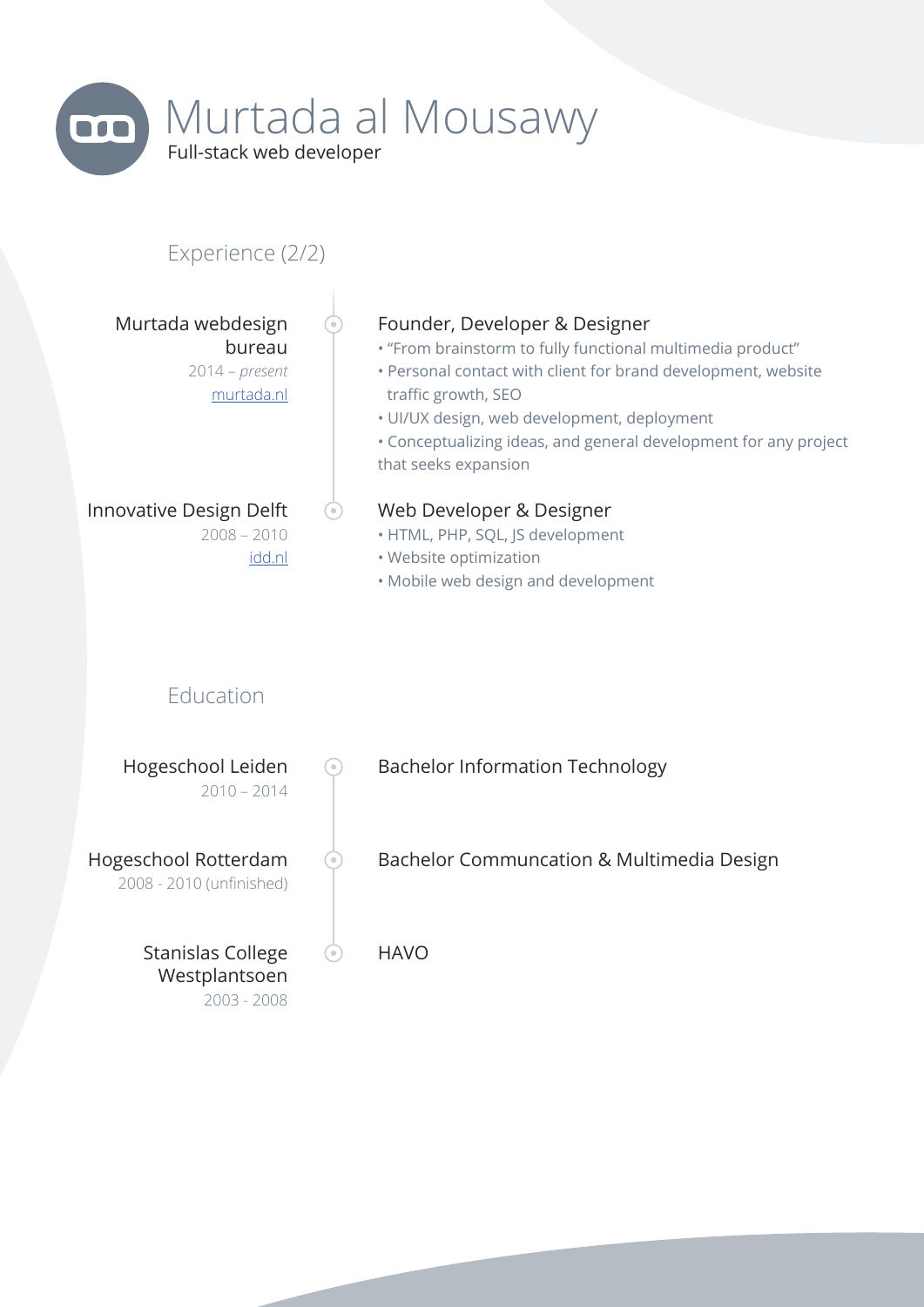# Murtada al Mousawy

Full-stack web developer

## Experience (2/2)

**Murtada webdesign bureau**
2014 – *present*
murtada.nl

### Founder, Developer & Designer

- "From brainstorm to fully functional multimedia product"
- Personal contact with client for brand development, website traffic growth, SEO
- UI/UX design, web development, deployment
- Conceptualizing ideas, and general development for any project that seeks expansion

**Innovative Design Delft**
2008 – 2010
idd.nl

### Web Developer & Designer

- HTML, PHP, SQL, JS development
- Website optimization
- Mobile web design and development

## Education

**Hogeschool Leiden**
2010 – 2014

Bachelor Information Technology

**Hogeschool Rotterdam**
2008 - 2010 (unfinished)

Bachelor Communcation & Multimedia Design

**Stanislas College Westplantsoen**
2003 - 2008

HAVO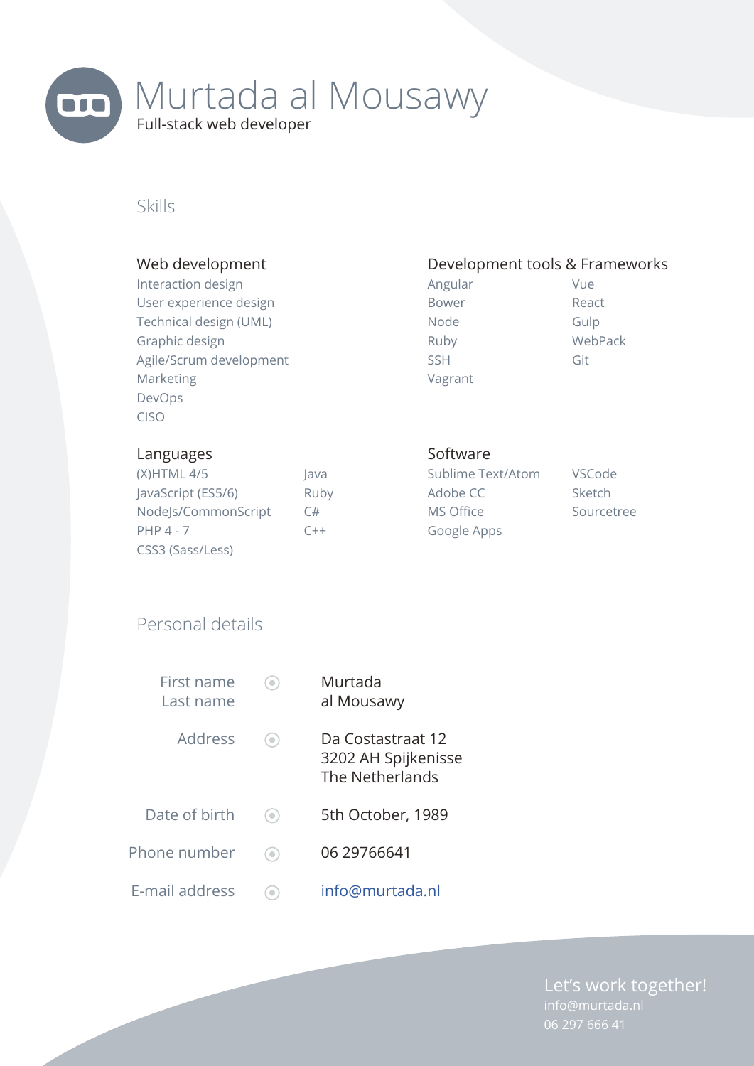# Murtada al Mousawy

Full-stack web developer

## Skills

### Web development

- Interaction design
- User experience design
- Technical design (UML)
- Graphic design
- Agile/Scrum development
- Marketing
- DevOps
- CISO

### Development tools & Frameworks

- Angular
- Bower
- Node
- Ruby
- SSH
- Vagrant
- Vue
- React
- Gulp
- WebPack
- Git

### Languages

- (X)HTML 4/5
- JavaScript (ES5/6)
- NodeJs/CommonScript
- PHP 4 - 7
- CSS3 (Sass/Less)
- Java
- Ruby
- C#
- C++

### Software

- Sublime Text/Atom
- Adobe CC
- MS Office
- Google Apps
- VSCode
- Sketch
- Sourcetree

## Personal details

| | |
|---|---|
| First name<br>Last name | Murtada<br>al Mousawy |
| Address | Da Costastraat 12<br>3202 AH Spijkenisse<br>The Netherlands |
| Date of birth | 5th October, 1989 |
| Phone number | 06 29766641 |
| E-mail address | info@murtada.nl |

Let's work together!
info@murtada.nl
06 297 666 41